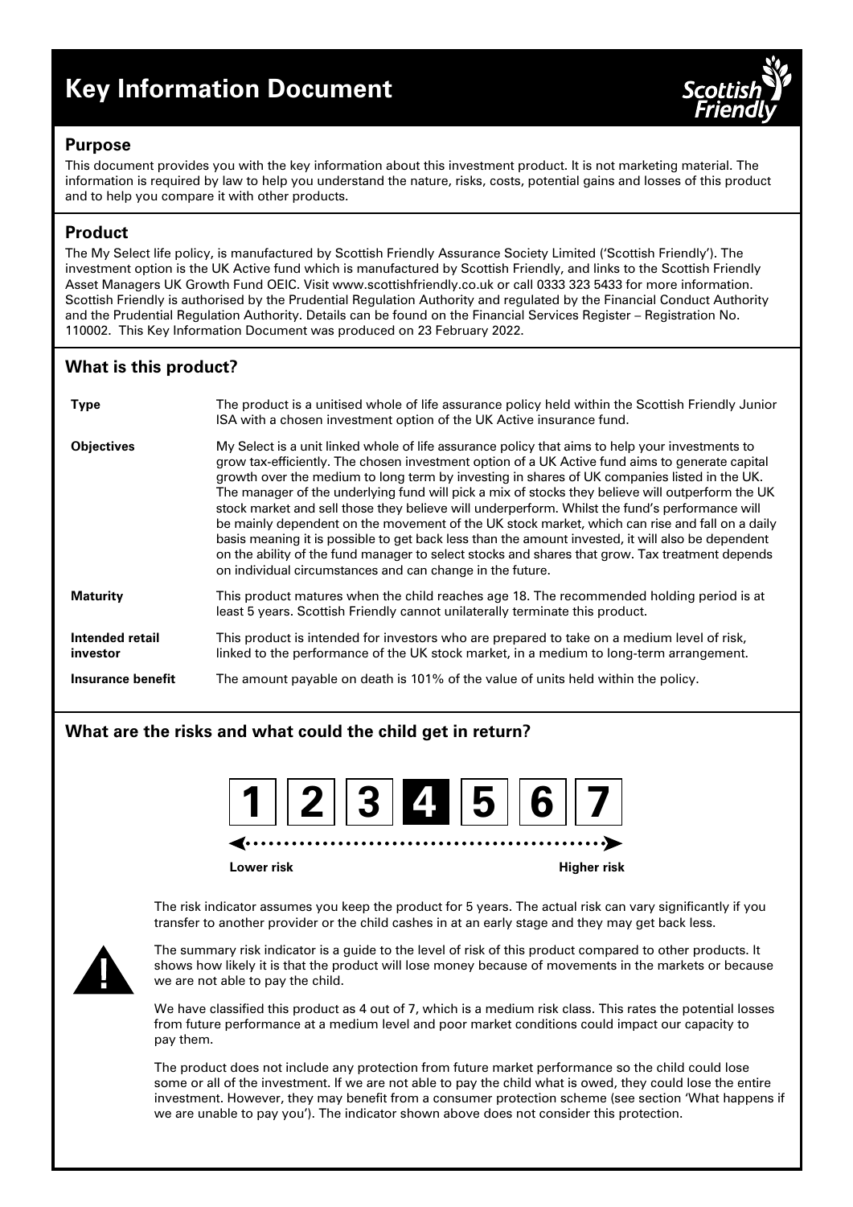# Key Information Document

Scottish Friendly

## Purpose

This document provides you with the key information about this investment product. It is not marketing material. The information is required by law to help you understand the nature, risks, costs, potential gains and losses of this product and to help you compare it with other products.

## Product

The My Select life policy, is manufactured by Scottish Friendly Assurance Society Limited ('Scottish Friendly'). The investment option is the UK Active fund which is manufactured by Scottish Friendly, and links to the Scottish Friendly Asset Managers UK Growth Fund OEIC. Visit www.scottishfriendly.co.uk or call 0333 323 5433 for more information. Scottish Friendly is authorised by the Prudential Regulation Authority and regulated by the Financial Conduct Authority and the Prudential Regulation Authority. Details can be found on the Financial Services Register – Registration No. 110002. This Key Information Document was produced on 23 February 2022.

## What is this product?

| | |
|---|---|
| **Type** | The product is a unitised whole of life assurance policy held within the Scottish Friendly Junior ISA with a chosen investment option of the UK Active insurance fund. |
| **Objectives** | My Select is a unit linked whole of life assurance policy that aims to help your investments to grow tax-efficiently. The chosen investment option of a UK Active fund aims to generate capital growth over the medium to long term by investing in shares of UK companies listed in the UK. The manager of the underlying fund will pick a mix of stocks they believe will outperform the UK stock market and sell those they believe will underperform. Whilst the fund's performance will be mainly dependent on the movement of the UK stock market, which can rise and fall on a daily basis meaning it is possible to get back less than the amount invested, it will also be dependent on the ability of the fund manager to select stocks and shares that grow. Tax treatment depends on individual circumstances and can change in the future. |
| **Maturity** | This product matures when the child reaches age 18. The recommended holding period is at least 5 years. Scottish Friendly cannot unilaterally terminate this product. |
| **Intended retail investor** | This product is intended for investors who are prepared to take on a medium level of risk, linked to the performance of the UK stock market, in a medium to long-term arrangement. |
| **Insurance benefit** | The amount payable on death is 101% of the value of units held within the policy. |

## What are the risks and what could the child get in return?

1 | 2 | 3 | **4** | 5 | 6 | 7

Lower risk ← → Higher risk

The risk indicator assumes you keep the product for 5 years. The actual risk can vary significantly if you transfer to another provider or the child cashes in at an early stage and they may get back less.

The summary risk indicator is a guide to the level of risk of this product compared to other products. It shows how likely it is that the product will lose money because of movements in the markets or because we are not able to pay the child.

We have classified this product as 4 out of 7, which is a medium risk class. This rates the potential losses from future performance at a medium level and poor market conditions could impact our capacity to pay them.

The product does not include any protection from future market performance so the child could lose some or all of the investment. If we are not able to pay the child what is owed, they could lose the entire investment. However, they may benefit from a consumer protection scheme (see section 'What happens if we are unable to pay you'). The indicator shown above does not consider this protection.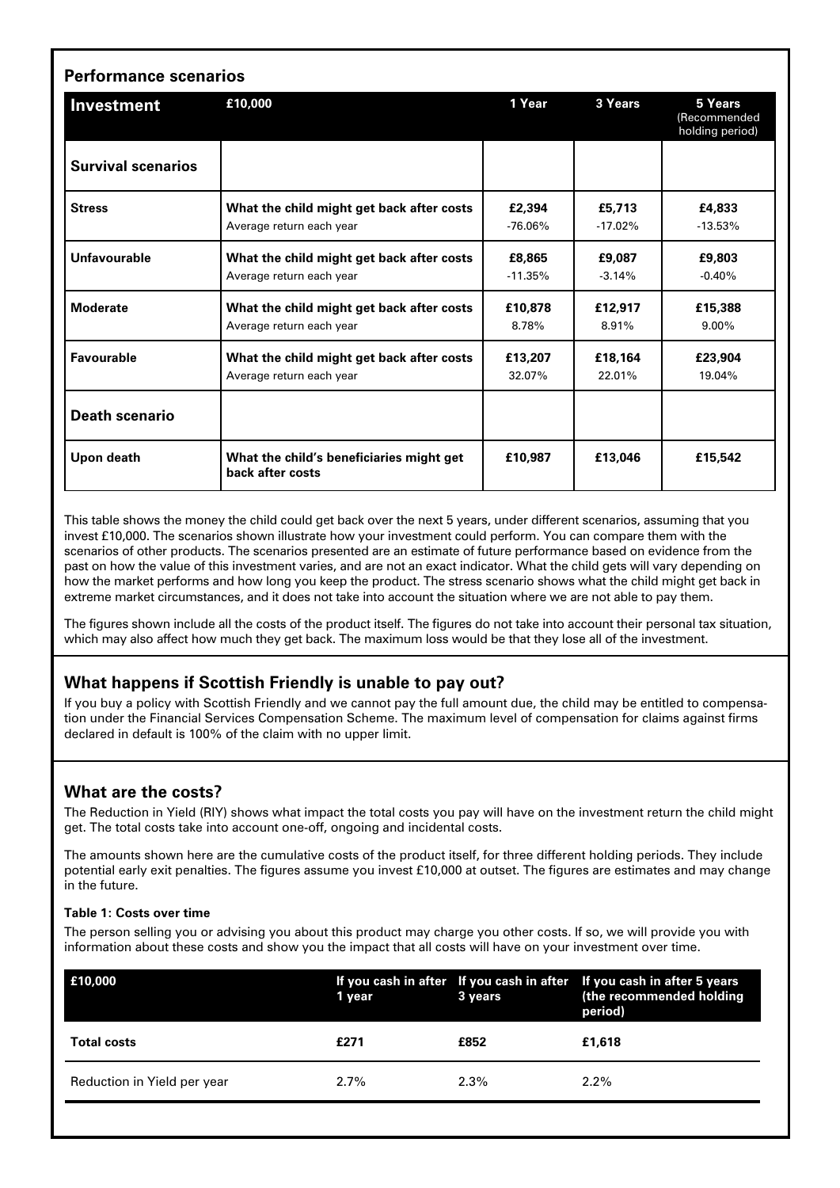## Performance scenarios

| Investment | £10,000 | 1 Year | 3 Years | 5 Years (Recommended holding period) |
|---|---|---|---|---|
| **Survival scenarios** | | | | |
| **Stress** | **What the child might get back after costs** | **£2,394** | **£5,713** | **£4,833** |
| | Average return each year | -76.06% | -17.02% | -13.53% |
| **Unfavourable** | **What the child might get back after costs** | **£8,865** | **£9,087** | **£9,803** |
| | Average return each year | -11.35% | -3.14% | -0.40% |
| **Moderate** | **What the child might get back after costs** | **£10,878** | **£12,917** | **£15,388** |
| | Average return each year | 8.78% | 8.91% | 9.00% |
| **Favourable** | **What the child might get back after costs** | **£13,207** | **£18,164** | **£23,904** |
| | Average return each year | 32.07% | 22.01% | 19.04% |
| **Death scenario** | | | | |
| **Upon death** | **What the child's beneficiaries might get back after costs** | **£10,987** | **£13,046** | **£15,542** |

This table shows the money the child could get back over the next 5 years, under different scenarios, assuming that you invest £10,000. The scenarios shown illustrate how your investment could perform. You can compare them with the scenarios of other products. The scenarios presented are an estimate of future performance based on evidence from the past on how the value of this investment varies, and are not an exact indicator. What the child gets will vary depending on how the market performs and how long you keep the product. The stress scenario shows what the child might get back in extreme market circumstances, and it does not take into account the situation where we are not able to pay them.

The figures shown include all the costs of the product itself. The figures do not take into account their personal tax situation, which may also affect how much they get back. The maximum loss would be that they lose all of the investment.

## What happens if Scottish Friendly is unable to pay out?

If you buy a policy with Scottish Friendly and we cannot pay the full amount due, the child may be entitled to compensation under the Financial Services Compensation Scheme. The maximum level of compensation for claims against firms declared in default is 100% of the claim with no upper limit.

## What are the costs?

The Reduction in Yield (RIY) shows what impact the total costs you pay will have on the investment return the child might get. The total costs take into account one-off, ongoing and incidental costs.

The amounts shown here are the cumulative costs of the product itself, for three different holding periods. They include potential early exit penalties. The figures assume you invest £10,000 at outset. The figures are estimates and may change in the future.

#### Table 1: Costs over time

The person selling you or advising you about this product may charge you other costs. If so, we will provide you with information about these costs and show you the impact that all costs will have on your investment over time.

| £10,000 | If you cash in after 1 year | If you cash in after 3 years | If you cash in after 5 years (the recommended holding period) |
|---|---|---|---|
| **Total costs** | **£271** | **£852** | **£1,618** |
| Reduction in Yield per year | 2.7% | 2.3% | 2.2% |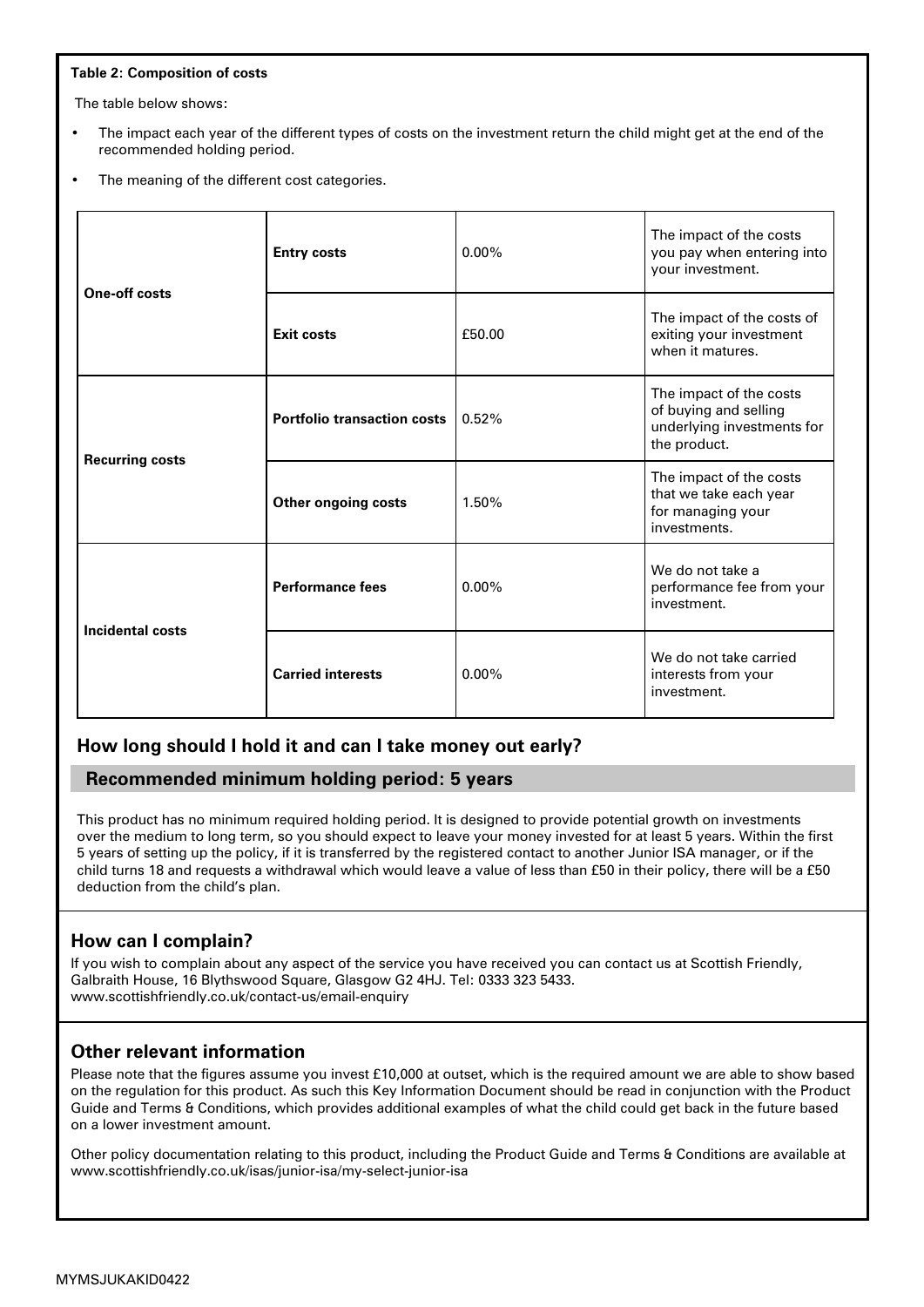**Table 2: Composition of costs**

The table below shows:

- The impact each year of the different types of costs on the investment return the child might get at the end of the recommended holding period.
- The meaning of the different cost categories.

| | | | |
|---|---|---|---|
| **One-off costs** | **Entry costs** | 0.00% | The impact of the costs you pay when entering into your investment. |
| | **Exit costs** | £50.00 | The impact of the costs of exiting your investment when it matures. |
| **Recurring costs** | **Portfolio transaction costs** | 0.52% | The impact of the costs of buying and selling underlying investments for the product. |
| | **Other ongoing costs** | 1.50% | The impact of the costs that we take each year for managing your investments. |
| **Incidental costs** | **Performance fees** | 0.00% | We do not take a performance fee from your investment. |
| | **Carried interests** | 0.00% | We do not take carried interests from your investment. |

## How long should I hold it and can I take money out early?

### Recommended minimum holding period: 5 years

This product has no minimum required holding period. It is designed to provide potential growth on investments over the medium to long term, so you should expect to leave your money invested for at least 5 years. Within the first 5 years of setting up the policy, if it is transferred by the registered contact to another Junior ISA manager, or if the child turns 18 and requests a withdrawal which would leave a value of less than £50 in their policy, there will be a £50 deduction from the child's plan.

## How can I complain?

If you wish to complain about any aspect of the service you have received you can contact us at Scottish Friendly, Galbraith House, 16 Blythswood Square, Glasgow G2 4HJ. Tel: 0333 323 5433.
www.scottishfriendly.co.uk/contact-us/email-enquiry

## Other relevant information

Please note that the figures assume you invest £10,000 at outset, which is the required amount we are able to show based on the regulation for this product. As such this Key Information Document should be read in conjunction with the Product Guide and Terms & Conditions, which provides additional examples of what the child could get back in the future based on a lower investment amount.

Other policy documentation relating to this product, including the Product Guide and Terms & Conditions are available at www.scottishfriendly.co.uk/isas/junior-isa/my-select-junior-isa

MYMSJUKAKID0422